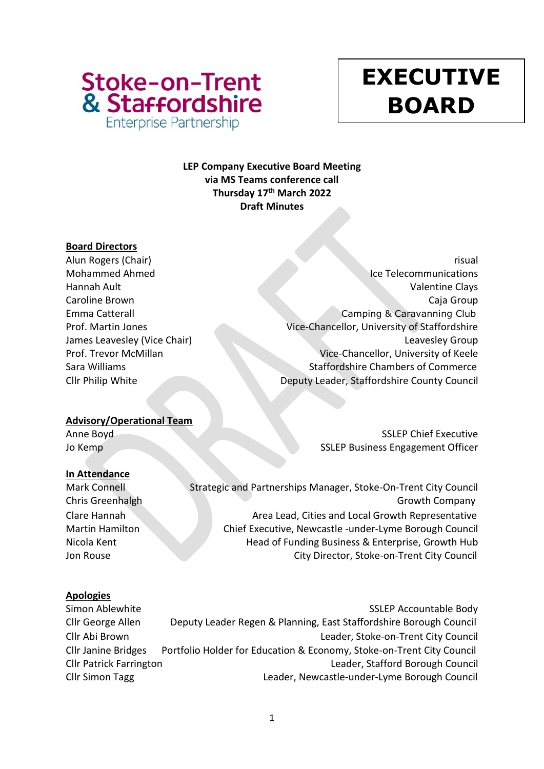Stoke-on-Trent & Staffordshire Enterprise Partnership

# EXECUTIVE BOARD

**LEP Company Executive Board Meeting**
**via MS Teams conference call**
**Thursday 17th March 2022**
**Draft Minutes**

**Board Directors**

| | |
|---|---|
| Alun Rogers (Chair) | risual |
| Mohammed Ahmed | Ice Telecommunications |
| Hannah Ault | Valentine Clays |
| Caroline Brown | Caja Group |
| Emma Catterall | Camping & Caravanning Club |
| Prof. Martin Jones | Vice-Chancellor, University of Staffordshire |
| James Leavesley (Vice Chair) | Leavesley Group |
| Prof. Trevor McMillan | Vice-Chancellor, University of Keele |
| Sara Williams | Staffordshire Chambers of Commerce |
| Cllr Philip White | Deputy Leader, Staffordshire County Council |

**Advisory/Operational Team**

| | |
|---|---|
| Anne Boyd | SSLEP Chief Executive |
| Jo Kemp | SSLEP Business Engagement Officer |

**In Attendance**

| | |
|---|---|
| Mark Connell | Strategic and Partnerships Manager, Stoke-On-Trent City Council |
| Chris Greenhalgh | Growth Company |
| Clare Hannah | Area Lead, Cities and Local Growth Representative |
| Martin Hamilton | Chief Executive, Newcastle -under-Lyme Borough Council |
| Nicola Kent | Head of Funding Business & Enterprise, Growth Hub |
| Jon Rouse | City Director, Stoke-on-Trent City Council |

**Apologies**

| | |
|---|---|
| Simon Ablewhite | SSLEP Accountable Body |
| Cllr George Allen | Deputy Leader Regen & Planning, East Staffordshire Borough Council |
| Cllr Abi Brown | Leader, Stoke-on-Trent City Council |
| Cllr Janine Bridges | Portfolio Holder for Education & Economy, Stoke-on-Trent City Council |
| Cllr Patrick Farrington | Leader, Stafford Borough Council |
| Cllr Simon Tagg | Leader, Newcastle-under-Lyme Borough Council |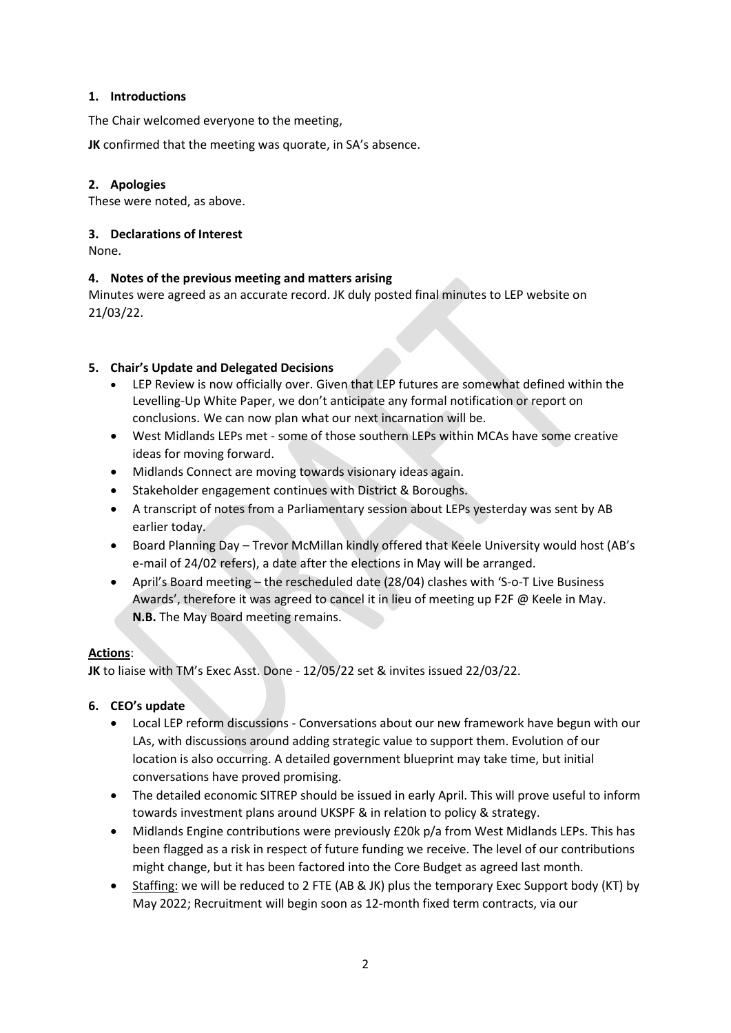## 1. Introductions

The Chair welcomed everyone to the meeting,

**JK** confirmed that the meeting was quorate, in SA's absence.

## 2. Apologies

These were noted, as above.

## 3. Declarations of Interest

None.

## 4. Notes of the previous meeting and matters arising

Minutes were agreed as an accurate record. JK duly posted final minutes to LEP website on 21/03/22.

## 5. Chair's Update and Delegated Decisions

- LEP Review is now officially over. Given that LEP futures are somewhat defined within the Levelling-Up White Paper, we don't anticipate any formal notification or report on conclusions. We can now plan what our next incarnation will be.
- West Midlands LEPs met - some of those southern LEPs within MCAs have some creative ideas for moving forward.
- Midlands Connect are moving towards visionary ideas again.
- Stakeholder engagement continues with District & Boroughs.
- A transcript of notes from a Parliamentary session about LEPs yesterday was sent by AB earlier today.
- Board Planning Day – Trevor McMillan kindly offered that Keele University would host (AB's e-mail of 24/02 refers), a date after the elections in May will be arranged.
- April's Board meeting – the rescheduled date (28/04) clashes with 'S-o-T Live Business Awards', therefore it was agreed to cancel it in lieu of meeting up F2F @ Keele in May. **N.B.** The May Board meeting remains.

**Actions**:

**JK** to liaise with TM's Exec Asst. Done - 12/05/22 set & invites issued 22/03/22.

## 6. CEO's update

- Local LEP reform discussions - Conversations about our new framework have begun with our LAs, with discussions around adding strategic value to support them. Evolution of our location is also occurring. A detailed government blueprint may take time, but initial conversations have proved promising.
- The detailed economic SITREP should be issued in early April. This will prove useful to inform towards investment plans around UKSPF & in relation to policy & strategy.
- Midlands Engine contributions were previously £20k p/a from West Midlands LEPs. This has been flagged as a risk in respect of future funding we receive. The level of our contributions might change, but it has been factored into the Core Budget as agreed last month.
- Staffing: we will be reduced to 2 FTE (AB & JK) plus the temporary Exec Support body (KT) by May 2022; Recruitment will begin soon as 12-month fixed term contracts, via our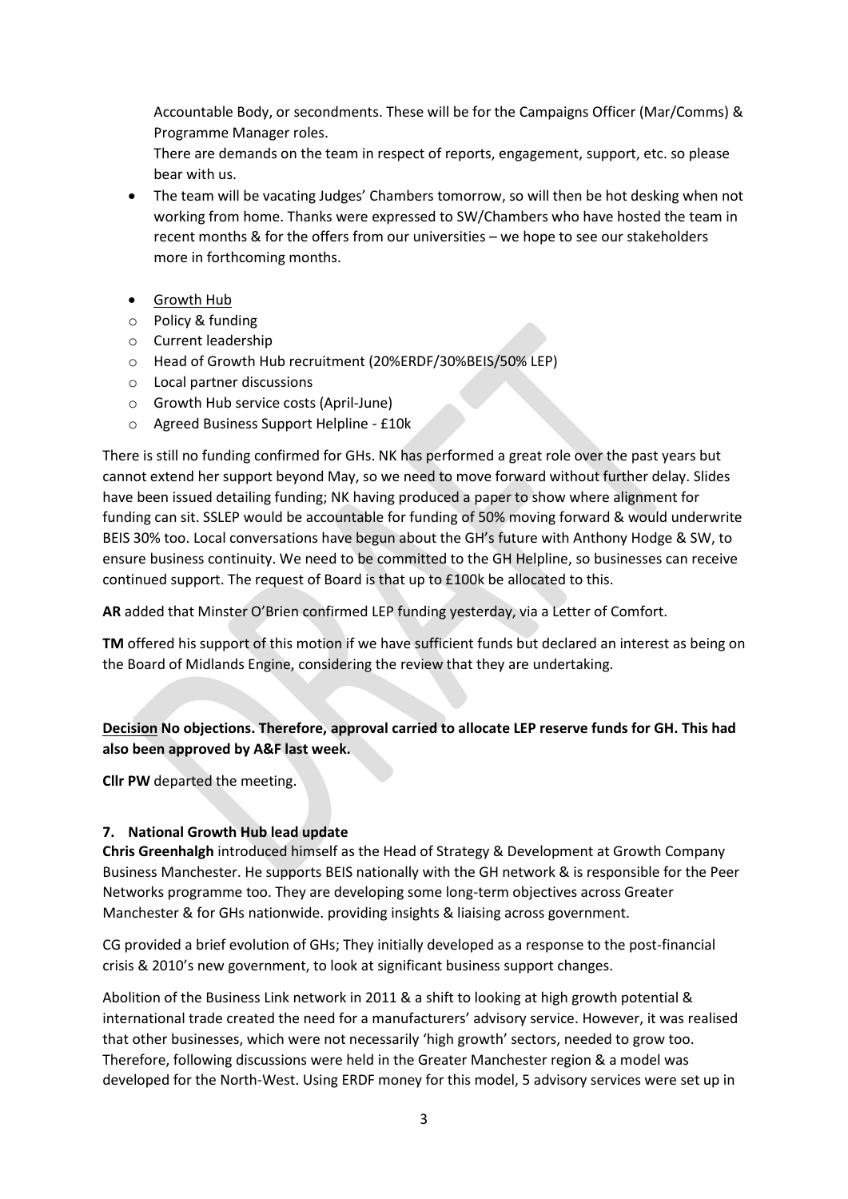Accountable Body, or secondments. These will be for the Campaigns Officer (Mar/Comms) & Programme Manager roles.

There are demands on the team in respect of reports, engagement, support, etc. so please bear with us.

- The team will be vacating Judges' Chambers tomorrow, so will then be hot desking when not working from home. Thanks were expressed to SW/Chambers who have hosted the team in recent months & for the offers from our universities – we hope to see our stakeholders more in forthcoming months.

- Growth Hub
  - Policy & funding
  - Current leadership
  - Head of Growth Hub recruitment (20%ERDF/30%BEIS/50% LEP)
  - Local partner discussions
  - Growth Hub service costs (April-June)
  - Agreed Business Support Helpline - £10k

There is still no funding confirmed for GHs. NK has performed a great role over the past years but cannot extend her support beyond May, so we need to move forward without further delay. Slides have been issued detailing funding; NK having produced a paper to show where alignment for funding can sit. SSLEP would be accountable for funding of 50% moving forward & would underwrite BEIS 30% too. Local conversations have begun about the GH's future with Anthony Hodge & SW, to ensure business continuity. We need to be committed to the GH Helpline, so businesses can receive continued support. The request of Board is that up to £100k be allocated to this.

**AR** added that Minster O'Brien confirmed LEP funding yesterday, via a Letter of Comfort.

**TM** offered his support of this motion if we have sufficient funds but declared an interest as being on the Board of Midlands Engine, considering the review that they are undertaking.

**Decision No objections. Therefore, approval carried to allocate LEP reserve funds for GH. This had also been approved by A&F last week.**

**Cllr PW** departed the meeting.

**7. National Growth Hub lead update**

**Chris Greenhalgh** introduced himself as the Head of Strategy & Development at Growth Company Business Manchester. He supports BEIS nationally with the GH network & is responsible for the Peer Networks programme too. They are developing some long-term objectives across Greater Manchester & for GHs nationwide. providing insights & liaising across government.

CG provided a brief evolution of GHs; They initially developed as a response to the post-financial crisis & 2010's new government, to look at significant business support changes.

Abolition of the Business Link network in 2011 & a shift to looking at high growth potential & international trade created the need for a manufacturers' advisory service. However, it was realised that other businesses, which were not necessarily 'high growth' sectors, needed to grow too. Therefore, following discussions were held in the Greater Manchester region & a model was developed for the North-West. Using ERDF money for this model, 5 advisory services were set up in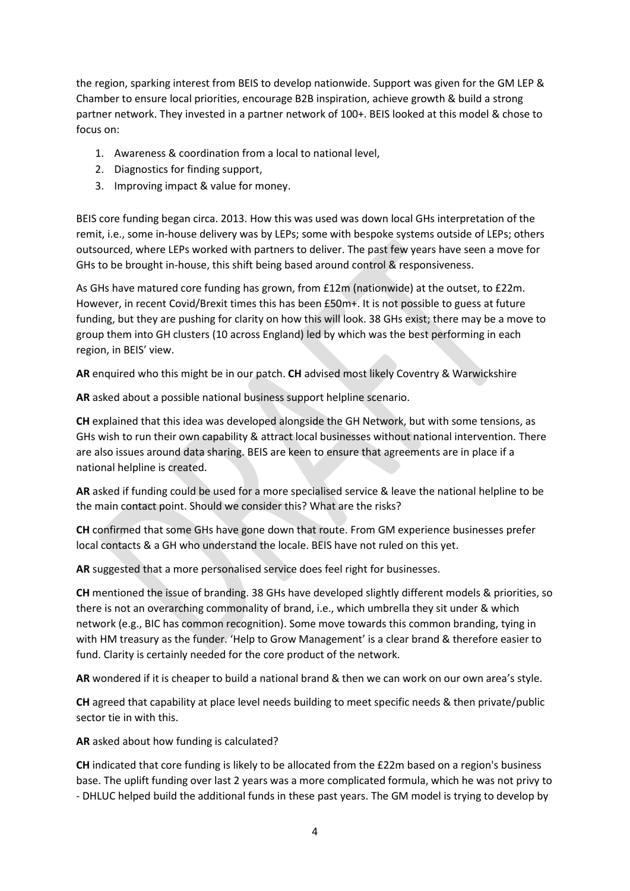the region, sparking interest from BEIS to develop nationwide. Support was given for the GM LEP & Chamber to ensure local priorities, encourage B2B inspiration, achieve growth & build a strong partner network. They invested in a partner network of 100+. BEIS looked at this model & chose to focus on:

1. Awareness & coordination from a local to national level,
2. Diagnostics for finding support,
3. Improving impact & value for money.

BEIS core funding began circa. 2013. How this was used was down local GHs interpretation of the remit, i.e., some in-house delivery was by LEPs; some with bespoke systems outside of LEPs; others outsourced, where LEPs worked with partners to deliver. The past few years have seen a move for GHs to be brought in-house, this shift being based around control & responsiveness.

As GHs have matured core funding has grown, from £12m (nationwide) at the outset, to £22m. However, in recent Covid/Brexit times this has been £50m+. It is not possible to guess at future funding, but they are pushing for clarity on how this will look. 38 GHs exist; there may be a move to group them into GH clusters (10 across England) led by which was the best performing in each region, in BEIS' view.

**AR** enquired who this might be in our patch. **CH** advised most likely Coventry & Warwickshire

**AR** asked about a possible national business support helpline scenario.

**CH** explained that this idea was developed alongside the GH Network, but with some tensions, as GHs wish to run their own capability & attract local businesses without national intervention. There are also issues around data sharing. BEIS are keen to ensure that agreements are in place if a national helpline is created.

**AR** asked if funding could be used for a more specialised service & leave the national helpline to be the main contact point. Should we consider this? What are the risks?

**CH** confirmed that some GHs have gone down that route. From GM experience businesses prefer local contacts & a GH who understand the locale. BEIS have not ruled on this yet.

**AR** suggested that a more personalised service does feel right for businesses.

**CH** mentioned the issue of branding. 38 GHs have developed slightly different models & priorities, so there is not an overarching commonality of brand, i.e., which umbrella they sit under & which network (e.g., BIC has common recognition). Some move towards this common branding, tying in with HM treasury as the funder. 'Help to Grow Management' is a clear brand & therefore easier to fund. Clarity is certainly needed for the core product of the network.

**AR** wondered if it is cheaper to build a national brand & then we can work on our own area's style.

**CH** agreed that capability at place level needs building to meet specific needs & then private/public sector tie in with this.

**AR** asked about how funding is calculated?

**CH** indicated that core funding is likely to be allocated from the £22m based on a region's business base. The uplift funding over last 2 years was a more complicated formula, which he was not privy to - DHLUC helped build the additional funds in these past years. The GM model is trying to develop by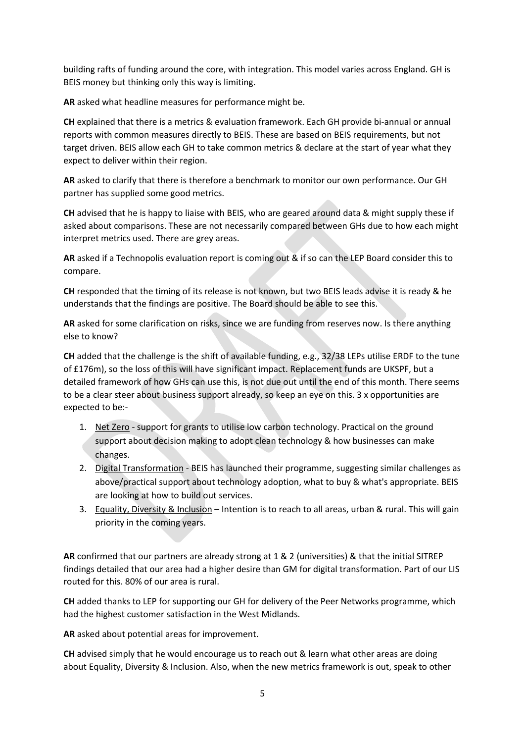building rafts of funding around the core, with integration. This model varies across England. GH is BEIS money but thinking only this way is limiting.

**AR** asked what headline measures for performance might be.

**CH** explained that there is a metrics & evaluation framework. Each GH provide bi-annual or annual reports with common measures directly to BEIS. These are based on BEIS requirements, but not target driven. BEIS allow each GH to take common metrics & declare at the start of year what they expect to deliver within their region.

**AR** asked to clarify that there is therefore a benchmark to monitor our own performance. Our GH partner has supplied some good metrics.

**CH** advised that he is happy to liaise with BEIS, who are geared around data & might supply these if asked about comparisons. These are not necessarily compared between GHs due to how each might interpret metrics used. There are grey areas.

**AR** asked if a Technopolis evaluation report is coming out & if so can the LEP Board consider this to compare.

**CH** responded that the timing of its release is not known, but two BEIS leads advise it is ready & he understands that the findings are positive. The Board should be able to see this.

**AR** asked for some clarification on risks, since we are funding from reserves now. Is there anything else to know?

**CH** added that the challenge is the shift of available funding, e.g., 32/38 LEPs utilise ERDF to the tune of £176m), so the loss of this will have significant impact. Replacement funds are UKSPF, but a detailed framework of how GHs can use this, is not due out until the end of this month. There seems to be a clear steer about business support already, so keep an eye on this. 3 x opportunities are expected to be:-

1. Net Zero - support for grants to utilise low carbon technology. Practical on the ground support about decision making to adopt clean technology & how businesses can make changes.
2. Digital Transformation - BEIS has launched their programme, suggesting similar challenges as above/practical support about technology adoption, what to buy & what's appropriate. BEIS are looking at how to build out services.
3. Equality, Diversity & Inclusion – Intention is to reach to all areas, urban & rural. This will gain priority in the coming years.

**AR** confirmed that our partners are already strong at 1 & 2 (universities) & that the initial SITREP findings detailed that our area had a higher desire than GM for digital transformation. Part of our LIS routed for this. 80% of our area is rural.

**CH** added thanks to LEP for supporting our GH for delivery of the Peer Networks programme, which had the highest customer satisfaction in the West Midlands.

**AR** asked about potential areas for improvement.

**CH** advised simply that he would encourage us to reach out & learn what other areas are doing about Equality, Diversity & Inclusion. Also, when the new metrics framework is out, speak to other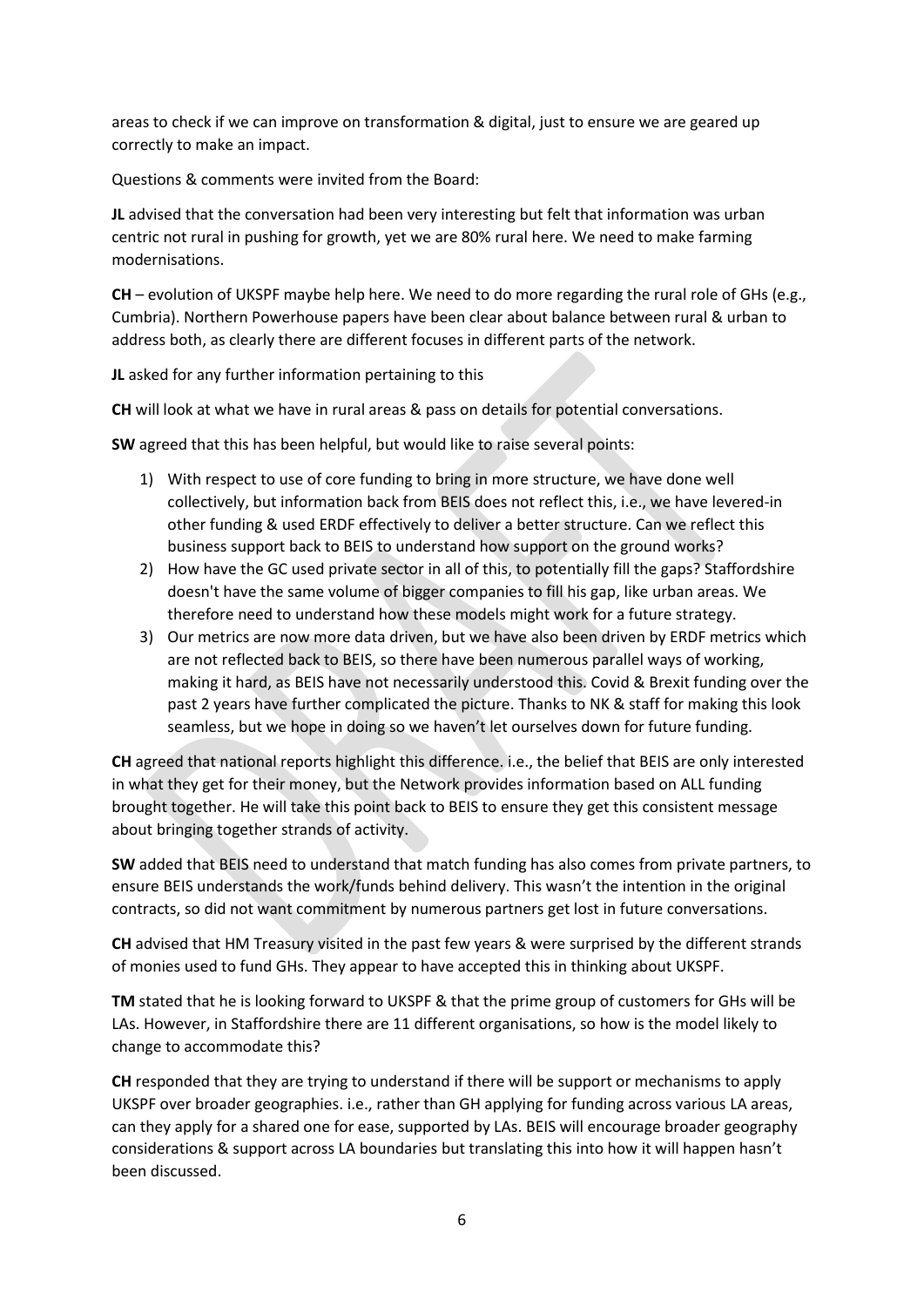areas to check if we can improve on transformation & digital, just to ensure we are geared up correctly to make an impact.

Questions & comments were invited from the Board:

**JL** advised that the conversation had been very interesting but felt that information was urban centric not rural in pushing for growth, yet we are 80% rural here. We need to make farming modernisations.

**CH** – evolution of UKSPF maybe help here. We need to do more regarding the rural role of GHs (e.g., Cumbria). Northern Powerhouse papers have been clear about balance between rural & urban to address both, as clearly there are different focuses in different parts of the network.

**JL** asked for any further information pertaining to this

**CH** will look at what we have in rural areas & pass on details for potential conversations.

**SW** agreed that this has been helpful, but would like to raise several points:

1) With respect to use of core funding to bring in more structure, we have done well collectively, but information back from BEIS does not reflect this, i.e., we have levered-in other funding & used ERDF effectively to deliver a better structure. Can we reflect this business support back to BEIS to understand how support on the ground works?
2) How have the GC used private sector in all of this, to potentially fill the gaps? Staffordshire doesn't have the same volume of bigger companies to fill his gap, like urban areas. We therefore need to understand how these models might work for a future strategy.
3) Our metrics are now more data driven, but we have also been driven by ERDF metrics which are not reflected back to BEIS, so there have been numerous parallel ways of working, making it hard, as BEIS have not necessarily understood this. Covid & Brexit funding over the past 2 years have further complicated the picture. Thanks to NK & staff for making this look seamless, but we hope in doing so we haven't let ourselves down for future funding.

**CH** agreed that national reports highlight this difference. i.e., the belief that BEIS are only interested in what they get for their money, but the Network provides information based on ALL funding brought together. He will take this point back to BEIS to ensure they get this consistent message about bringing together strands of activity.

**SW** added that BEIS need to understand that match funding has also comes from private partners, to ensure BEIS understands the work/funds behind delivery. This wasn't the intention in the original contracts, so did not want commitment by numerous partners get lost in future conversations.

**CH** advised that HM Treasury visited in the past few years & were surprised by the different strands of monies used to fund GHs. They appear to have accepted this in thinking about UKSPF.

**TM** stated that he is looking forward to UKSPF & that the prime group of customers for GHs will be LAs. However, in Staffordshire there are 11 different organisations, so how is the model likely to change to accommodate this?

**CH** responded that they are trying to understand if there will be support or mechanisms to apply UKSPF over broader geographies. i.e., rather than GH applying for funding across various LA areas, can they apply for a shared one for ease, supported by LAs. BEIS will encourage broader geography considerations & support across LA boundaries but translating this into how it will happen hasn't been discussed.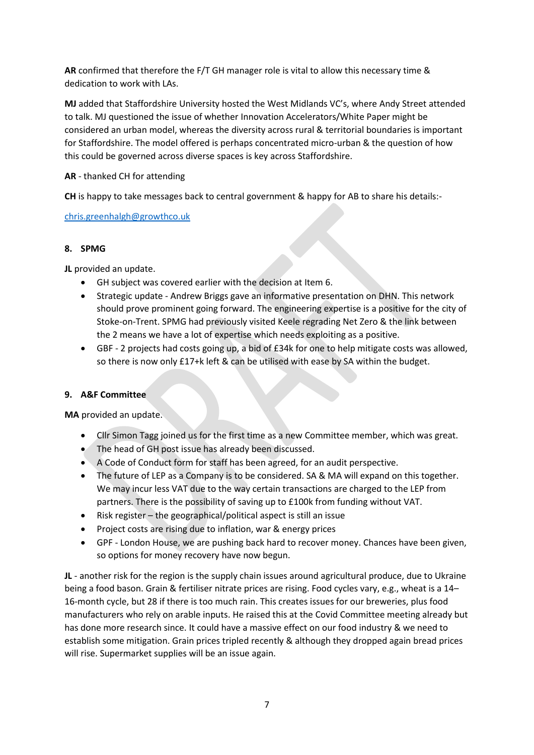**AR** confirmed that therefore the F/T GH manager role is vital to allow this necessary time & dedication to work with LAs.

**MJ** added that Staffordshire University hosted the West Midlands VC's, where Andy Street attended to talk. MJ questioned the issue of whether Innovation Accelerators/White Paper might be considered an urban model, whereas the diversity across rural & territorial boundaries is important for Staffordshire. The model offered is perhaps concentrated micro-urban & the question of how this could be governed across diverse spaces is key across Staffordshire.

**AR** - thanked CH for attending

**CH** is happy to take messages back to central government & happy for AB to share his details:-

chris.greenhalgh@growthco.uk

**8. SPMG**

**JL** provided an update.

- GH subject was covered earlier with the decision at Item 6.
- Strategic update - Andrew Briggs gave an informative presentation on DHN. This network should prove prominent going forward. The engineering expertise is a positive for the city of Stoke-on-Trent. SPMG had previously visited Keele regrading Net Zero & the link between the 2 means we have a lot of expertise which needs exploiting as a positive.
- GBF - 2 projects had costs going up, a bid of £34k for one to help mitigate costs was allowed, so there is now only £17+k left & can be utilised with ease by SA within the budget.

**9. A&F Committee**

**MA** provided an update.

- Cllr Simon Tagg joined us for the first time as a new Committee member, which was great.
- The head of GH post issue has already been discussed.
- A Code of Conduct form for staff has been agreed, for an audit perspective.
- The future of LEP as a Company is to be considered. SA & MA will expand on this together. We may incur less VAT due to the way certain transactions are charged to the LEP from partners. There is the possibility of saving up to £100k from funding without VAT.
- Risk register – the geographical/political aspect is still an issue
- Project costs are rising due to inflation, war & energy prices
- GPF - London House, we are pushing back hard to recover money. Chances have been given, so options for money recovery have now begun.

**JL** - another risk for the region is the supply chain issues around agricultural produce, due to Ukraine being a food bason. Grain & fertiliser nitrate prices are rising. Food cycles vary, e.g., wheat is a 14–16-month cycle, but 28 if there is too much rain. This creates issues for our breweries, plus food manufacturers who rely on arable inputs. He raised this at the Covid Committee meeting already but has done more research since. It could have a massive effect on our food industry & we need to establish some mitigation. Grain prices tripled recently & although they dropped again bread prices will rise. Supermarket supplies will be an issue again.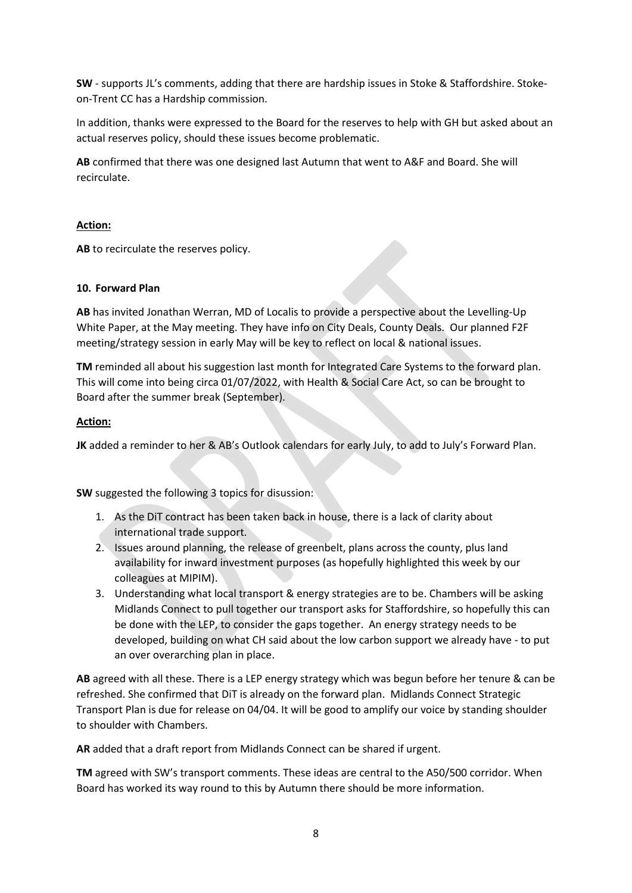**SW** - supports JL's comments, adding that there are hardship issues in Stoke & Staffordshire. Stoke-on-Trent CC has a Hardship commission.

In addition, thanks were expressed to the Board for the reserves to help with GH but asked about an actual reserves policy, should these issues become problematic.

**AB** confirmed that there was one designed last Autumn that went to A&F and Board. She will recirculate.

**Action:**

**AB** to recirculate the reserves policy.

**10. Forward Plan**

**AB** has invited Jonathan Werran, MD of Localis to provide a perspective about the Levelling-Up White Paper, at the May meeting. They have info on City Deals, County Deals. Our planned F2F meeting/strategy session in early May will be key to reflect on local & national issues.

**TM** reminded all about his suggestion last month for Integrated Care Systems to the forward plan. This will come into being circa 01/07/2022, with Health & Social Care Act, so can be brought to Board after the summer break (September).

**Action:**

**JK** added a reminder to her & AB's Outlook calendars for early July, to add to July's Forward Plan.

**SW** suggested the following 3 topics for disussion:

1. As the DiT contract has been taken back in house, there is a lack of clarity about international trade support.
2. Issues around planning, the release of greenbelt, plans across the county, plus land availability for inward investment purposes (as hopefully highlighted this week by our colleagues at MIPIM).
3. Understanding what local transport & energy strategies are to be. Chambers will be asking Midlands Connect to pull together our transport asks for Staffordshire, so hopefully this can be done with the LEP, to consider the gaps together. An energy strategy needs to be developed, building on what CH said about the low carbon support we already have - to put an over overarching plan in place.

**AB** agreed with all these. There is a LEP energy strategy which was begun before her tenure & can be refreshed. She confirmed that DiT is already on the forward plan. Midlands Connect Strategic Transport Plan is due for release on 04/04. It will be good to amplify our voice by standing shoulder to shoulder with Chambers.

**AR** added that a draft report from Midlands Connect can be shared if urgent.

**TM** agreed with SW's transport comments. These ideas are central to the A50/500 corridor. When Board has worked its way round to this by Autumn there should be more information.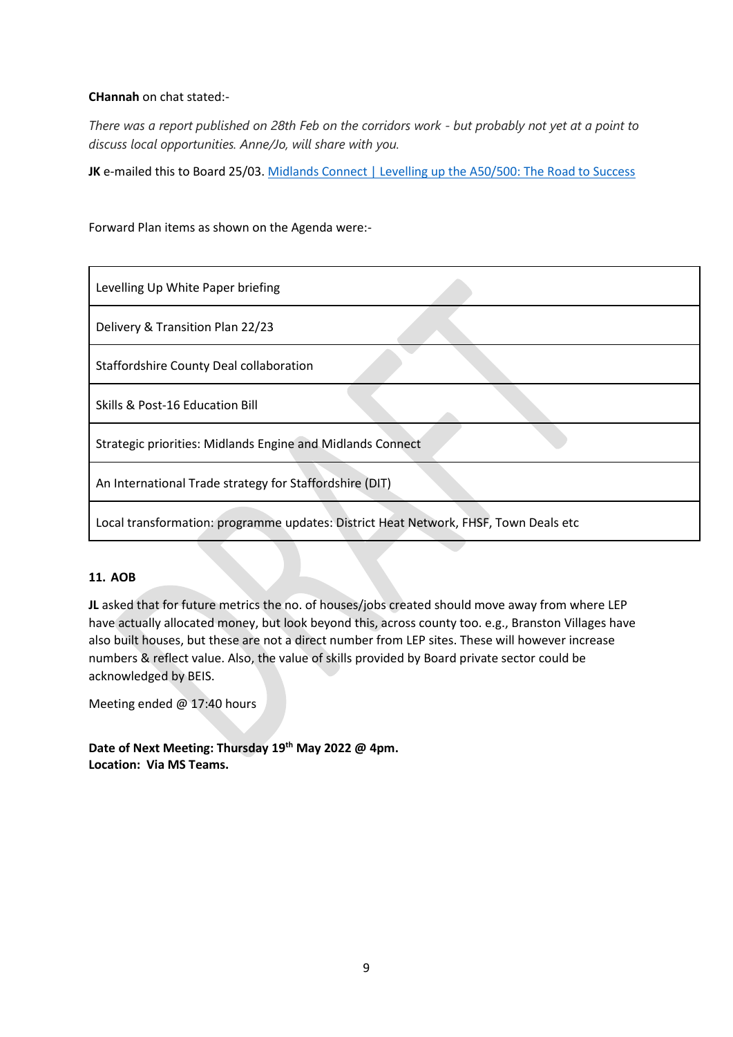**CHannah** on chat stated:-

*There was a report published on 28th Feb on the corridors work - but probably not yet at a point to discuss local opportunities. Anne/Jo, will share with you.*

**JK** e-mailed this to Board 25/03. [Midlands Connect | Levelling up the A50/500: The Road to Success]

Forward Plan items as shown on the Agenda were:-

| |
|---|
| Levelling Up White Paper briefing |
| Delivery & Transition Plan 22/23 |
| Staffordshire County Deal collaboration |
| Skills & Post-16 Education Bill |
| Strategic priorities: Midlands Engine and Midlands Connect |
| An International Trade strategy for Staffordshire (DIT) |
| Local transformation: programme updates: District Heat Network, FHSF, Town Deals etc |

**11. AOB**

**JL** asked that for future metrics the no. of houses/jobs created should move away from where LEP have actually allocated money, but look beyond this, across county too. e.g., Branston Villages have also built houses, but these are not a direct number from LEP sites. These will however increase numbers & reflect value. Also, the value of skills provided by Board private sector could be acknowledged by BEIS.

Meeting ended @ 17:40 hours

**Date of Next Meeting: Thursday 19th May 2022 @ 4pm.**
**Location: Via MS Teams.**